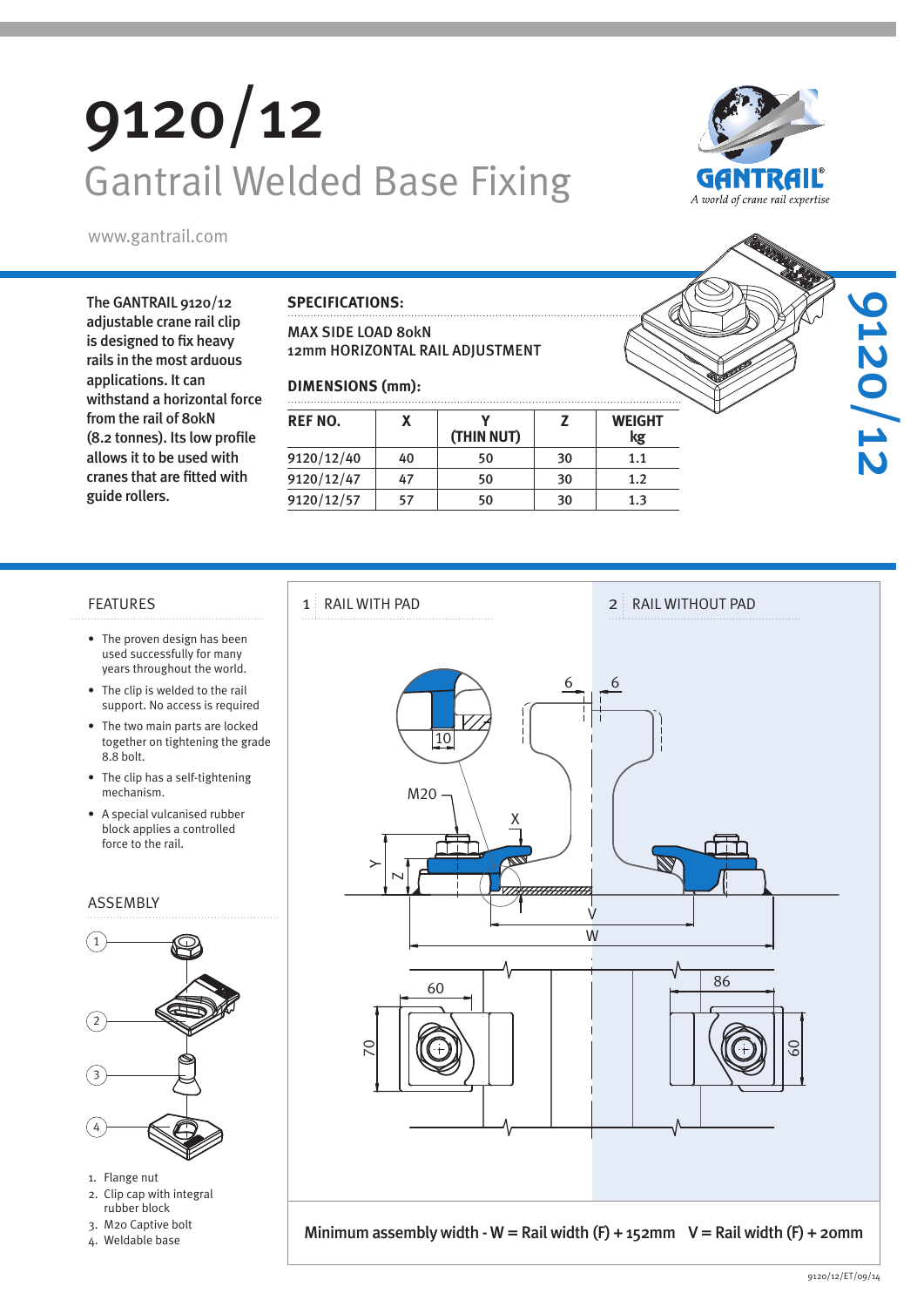# 9120/12

## Gantrail Welded Base Fixing

www.gantrail.com

The GANTRAIL 9120/12 adjustable crane rail clip is designed to fix heavy rails in the most arduous applications. It can withstand a horizontal force from the rail of 80kN (8.2 tonnes). Its low profile allows it to be used with cranes that are fitted with guide rollers.

### SPECIFICATIONS:

MAX SIDE LOAD 80kN
12mm HORIZONTAL RAIL ADJUSTMENT

### DIMENSIONS (mm):

| REF NO. | X | Y (THIN NUT) | Z | WEIGHT kg |
|---|---|---|---|---|
| 9120/12/40 | 40 | 50 | 30 | 1.1 |
| 9120/12/47 | 47 | 50 | 30 | 1.2 |
| 9120/12/57 | 57 | 50 | 30 | 1.3 |

### FEATURES

- The proven design has been used successfully for many years throughout the world.
- The clip is welded to the rail support. No access is required
- The two main parts are locked together on tightening the grade 8.8 bolt.
- The clip has a self-tightening mechanism.
- A special vulcanised rubber block applies a controlled force to the rail.

### ASSEMBLY

1. Flange nut
2. Clip cap with integral rubber block
3. M20 Captive bolt
4. Weldable base

1 RAIL WITH PAD

2 RAIL WITHOUT PAD

Minimum assembly width - W = Rail width (F) + 152mm   V = Rail width (F) + 20mm

9120/12/ET/09/14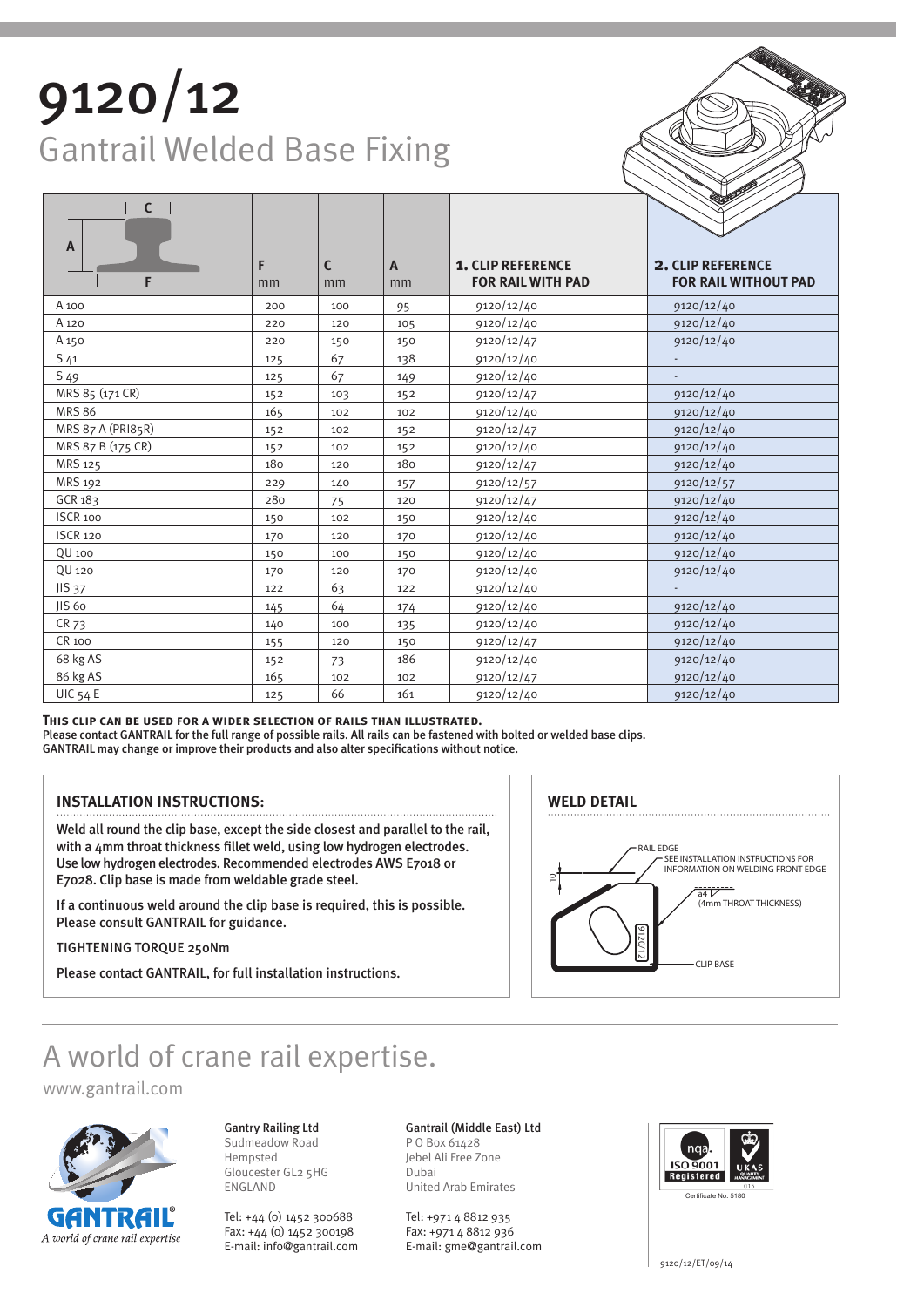# 9120/12

## Gantrail Welded Base Fixing

| | F mm | C mm | A mm | 1. CLIP REFERENCE FOR RAIL WITH PAD | 2. CLIP REFERENCE FOR RAIL WITHOUT PAD |
|---|---|---|---|---|---|
| A 100 | 200 | 100 | 95 | 9120/12/40 | 9120/12/40 |
| A 120 | 220 | 120 | 105 | 9120/12/40 | 9120/12/40 |
| A 150 | 220 | 150 | 150 | 9120/12/47 | 9120/12/40 |
| S 41 | 125 | 67 | 138 | 9120/12/40 | - |
| S 49 | 125 | 67 | 149 | 9120/12/40 | - |
| MRS 85 (171 CR) | 152 | 103 | 152 | 9120/12/47 | 9120/12/40 |
| MRS 86 | 165 | 102 | 102 | 9120/12/40 | 9120/12/40 |
| MRS 87 A (PRI85R) | 152 | 102 | 152 | 9120/12/47 | 9120/12/40 |
| MRS 87 B (175 CR) | 152 | 102 | 152 | 9120/12/40 | 9120/12/40 |
| MRS 125 | 180 | 120 | 180 | 9120/12/47 | 9120/12/40 |
| MRS 192 | 229 | 140 | 157 | 9120/12/57 | 9120/12/57 |
| GCR 183 | 280 | 75 | 120 | 9120/12/47 | 9120/12/40 |
| ISCR 100 | 150 | 102 | 150 | 9120/12/40 | 9120/12/40 |
| ISCR 120 | 170 | 120 | 170 | 9120/12/40 | 9120/12/40 |
| QU 100 | 150 | 100 | 150 | 9120/12/40 | 9120/12/40 |
| QU 120 | 170 | 120 | 170 | 9120/12/40 | 9120/12/40 |
| JIS 37 | 122 | 63 | 122 | 9120/12/40 | - |
| JIS 60 | 145 | 64 | 174 | 9120/12/40 | 9120/12/40 |
| CR 73 | 140 | 100 | 135 | 9120/12/40 | 9120/12/40 |
| CR 100 | 155 | 120 | 150 | 9120/12/47 | 9120/12/40 |
| 68 kg AS | 152 | 73 | 186 | 9120/12/40 | 9120/12/40 |
| 86 kg AS | 165 | 102 | 102 | 9120/12/47 | 9120/12/40 |
| UIC 54 E | 125 | 66 | 161 | 9120/12/40 | 9120/12/40 |

**THIS CLIP CAN BE USED FOR A WIDER SELECTION OF RAILS THAN ILLUSTRATED.**
Please contact GANTRAIL for the full range of possible rails. All rails can be fastened with bolted or welded base clips.
GANTRAIL may change or improve their products and also alter specifications without notice.

### INSTALLATION INSTRUCTIONS:

Weld all round the clip base, except the side closest and parallel to the rail, with a 4mm throat thickness fillet weld, using low hydrogen electrodes. Use low hydrogen electrodes. Recommended electrodes AWS E7018 or E7028. Clip base is made from weldable grade steel.

If a continuous weld around the clip base is required, this is possible. Please consult GANTRAIL for guidance.

TIGHTENING TORQUE 250Nm

Please contact GANTRAIL, for full installation instructions.

### WELD DETAIL

RAIL EDGE
SEE INSTALLATION INSTRUCTIONS FOR INFORMATION ON WELDING FRONT EDGE
10
a4
(4mm THROAT THICKNESS)
9120/12
CLIP BASE

## A world of crane rail expertise.

www.gantrail.com

GANTRAIL®
*A world of crane rail expertise*

**Gantry Railing Ltd**
Sudmeadow Road
Hempsted
Gloucester GL2 5HG
ENGLAND

Tel: +44 (0) 1452 300688
Fax: +44 (0) 1452 300198
E-mail: info@gantrail.com

**Gantrail (Middle East) Ltd**
P O Box 61428
Jebel Ali Free Zone
Dubai
United Arab Emirates

Tel: +971 4 8812 935
Fax: +971 4 8812 936
E-mail: gme@gantrail.com

nqa. ISO 9001 Registered
UKAS Quality Management 015
Certificate No. 5180

9120/12/ET/09/14